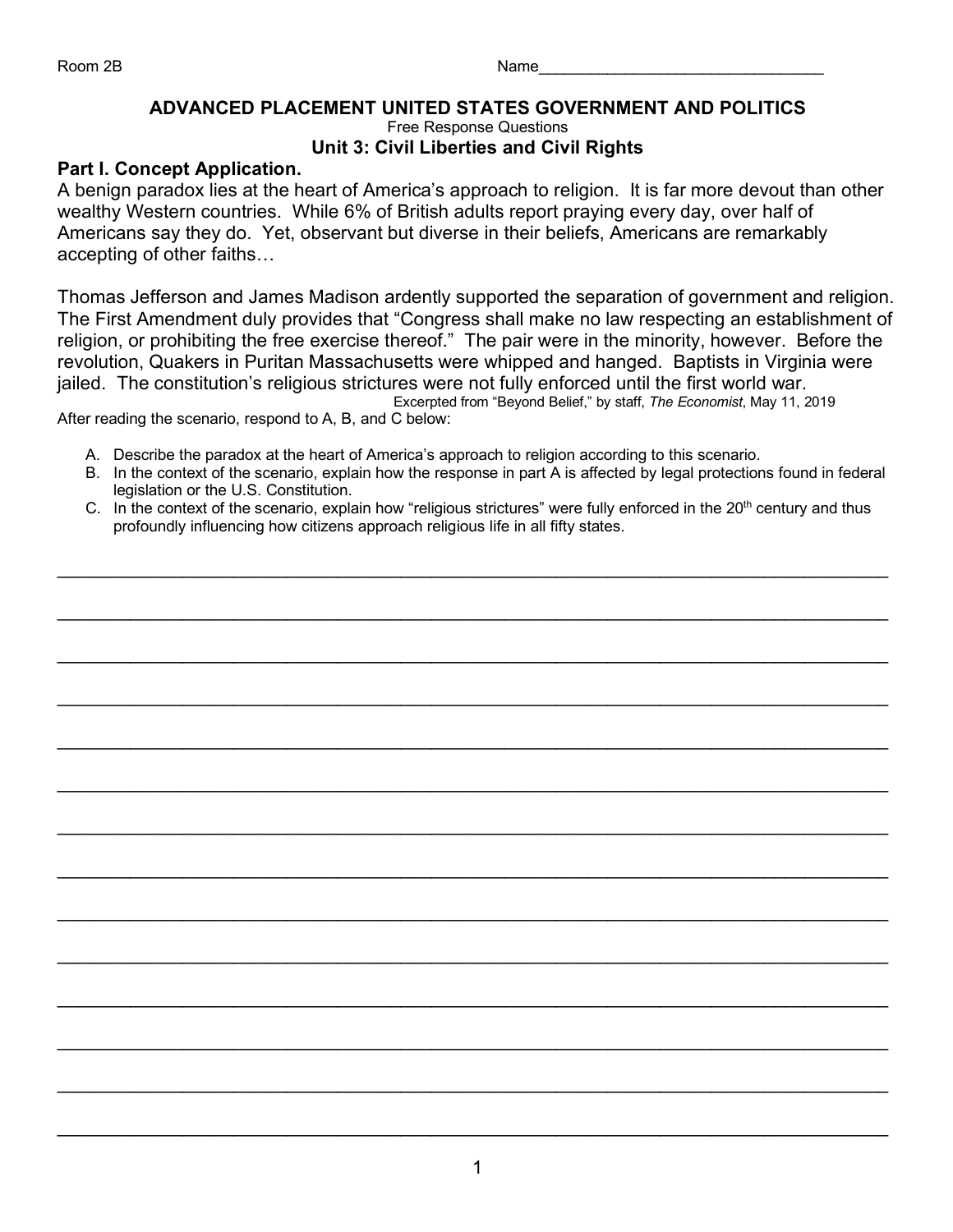Room 2B Name_______________________________

## ADVANCED PLACEMENT UNITED STATES GOVERNMENT AND POLITICS

Free Response Questions

### Unit 3: Civil Liberties and Civil Rights

**Part I. Concept Application.**

A benign paradox lies at the heart of America's approach to religion. It is far more devout than other wealthy Western countries. While 6% of British adults report praying every day, over half of Americans say they do. Yet, observant but diverse in their beliefs, Americans are remarkably accepting of other faiths…

Thomas Jefferson and James Madison ardently supported the separation of government and religion. The First Amendment duly provides that "Congress shall make no law respecting an establishment of religion, or prohibiting the free exercise thereof." The pair were in the minority, however. Before the revolution, Quakers in Puritan Massachusetts were whipped and hanged. Baptists in Virginia were jailed. The constitution's religious strictures were not fully enforced until the first world war.

Excerpted from "Beyond Belief," by staff, *The Economist*, May 11, 2019

After reading the scenario, respond to A, B, and C below:

A. Describe the paradox at the heart of America's approach to religion according to this scenario.
B. In the context of the scenario, explain how the response in part A is affected by legal protections found in federal legislation or the U.S. Constitution.
C. In the context of the scenario, explain how "religious strictures" were fully enforced in the 20th century and thus profoundly influencing how citizens approach religious life in all fifty states.

___

___

___

___

___

___

___

___

___

___

___

___

___

___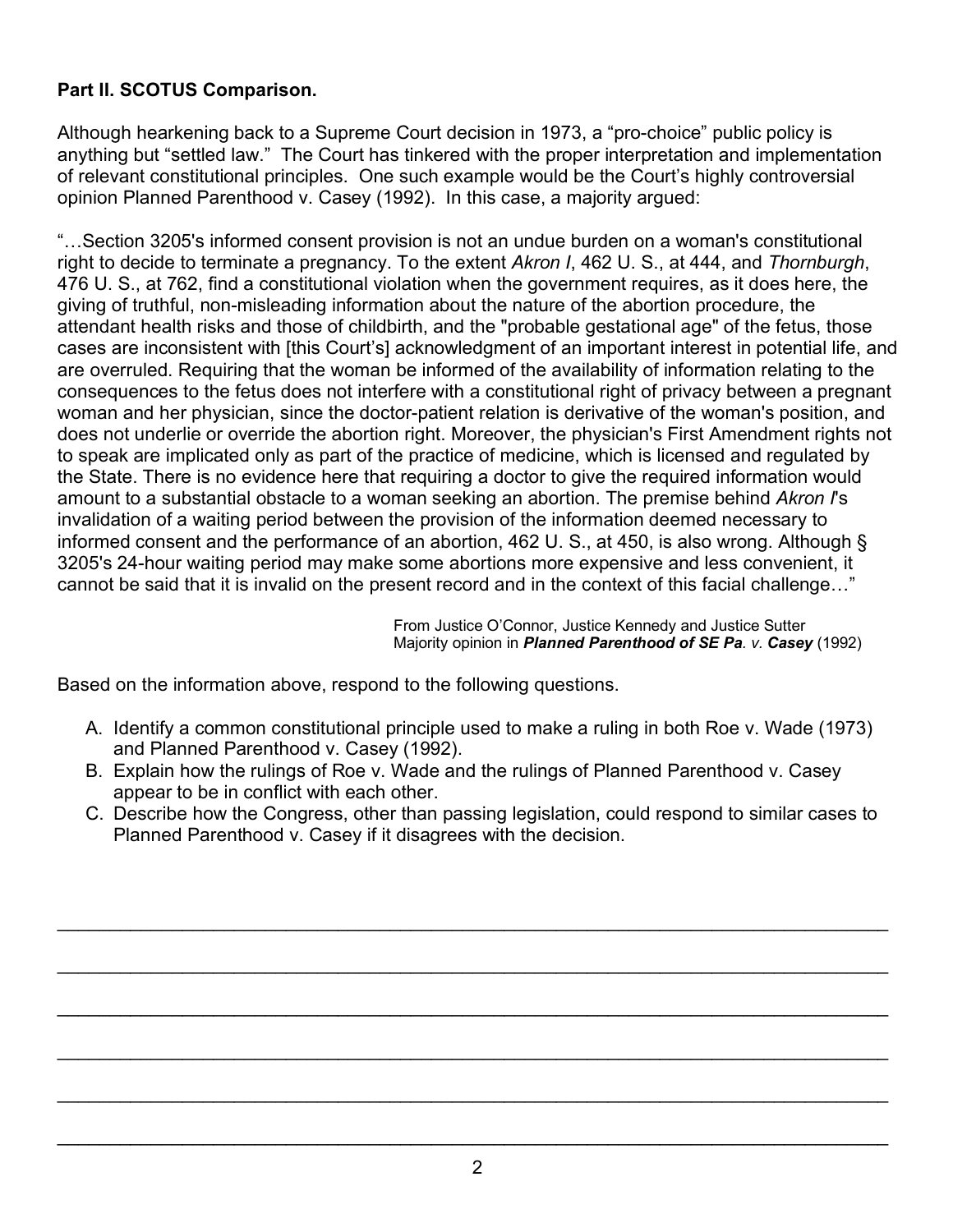**Part II. SCOTUS Comparison.**

Although hearkening back to a Supreme Court decision in 1973, a "pro-choice" public policy is anything but "settled law." The Court has tinkered with the proper interpretation and implementation of relevant constitutional principles. One such example would be the Court's highly controversial opinion Planned Parenthood v. Casey (1992). In this case, a majority argued:

"…Section 3205's informed consent provision is not an undue burden on a woman's constitutional right to decide to terminate a pregnancy. To the extent *Akron I*, 462 U. S., at 444, and *Thornburgh*, 476 U. S., at 762, find a constitutional violation when the government requires, as it does here, the giving of truthful, non-misleading information about the nature of the abortion procedure, the attendant health risks and those of childbirth, and the "probable gestational age" of the fetus, those cases are inconsistent with [this Court's] acknowledgment of an important interest in potential life, and are overruled. Requiring that the woman be informed of the availability of information relating to the consequences to the fetus does not interfere with a constitutional right of privacy between a pregnant woman and her physician, since the doctor-patient relation is derivative of the woman's position, and does not underlie or override the abortion right. Moreover, the physician's First Amendment rights not to speak are implicated only as part of the practice of medicine, which is licensed and regulated by the State. There is no evidence here that requiring a doctor to give the required information would amount to a substantial obstacle to a woman seeking an abortion. The premise behind *Akron I*'s invalidation of a waiting period between the provision of the information deemed necessary to informed consent and the performance of an abortion, 462 U. S., at 450, is also wrong. Although § 3205's 24-hour waiting period may make some abortions more expensive and less convenient, it cannot be said that it is invalid on the present record and in the context of this facial challenge…"

From Justice O'Connor, Justice Kennedy and Justice Sutter
Majority opinion in ***Planned Parenthood of SE Pa. v. Casey*** (1992)

Based on the information above, respond to the following questions.

A. Identify a common constitutional principle used to make a ruling in both Roe v. Wade (1973) and Planned Parenthood v. Casey (1992).
B. Explain how the rulings of Roe v. Wade and the rulings of Planned Parenthood v. Casey appear to be in conflict with each other.
C. Describe how the Congress, other than passing legislation, could respond to similar cases to Planned Parenthood v. Casey if it disagrees with the decision.

________________________________________________________________________

________________________________________________________________________

________________________________________________________________________

________________________________________________________________________

________________________________________________________________________

________________________________________________________________________